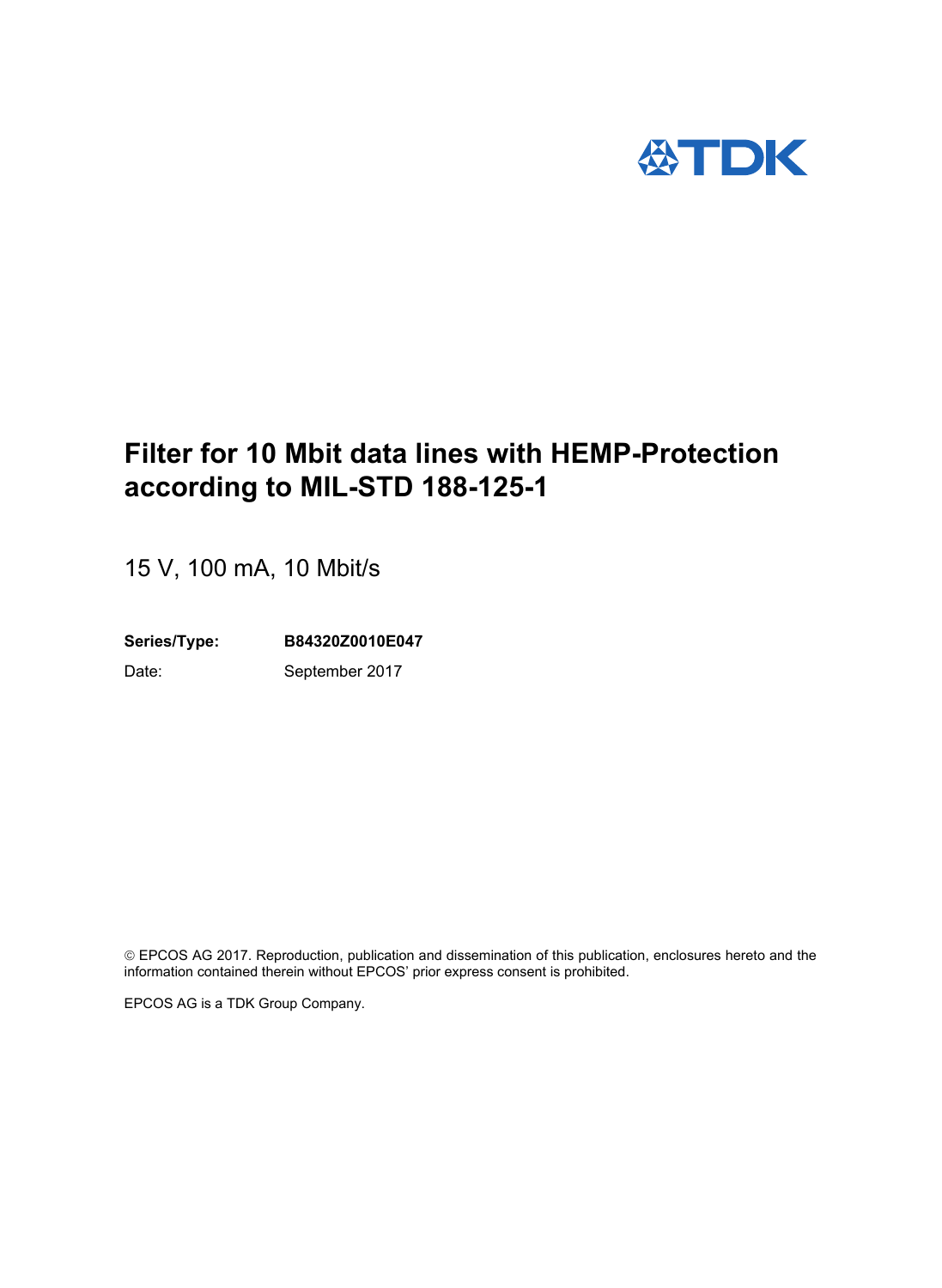# Filter for 10 Mbit data lines with HEMP-Protection according to MIL-STD 188-125-1

15 V, 100 mA, 10 Mbit/s

**Series/Type:** **B84320Z0010E047**

Date: September 2017

© EPCOS AG 2017. Reproduction, publication and dissemination of this publication, enclosures hereto and the information contained therein without EPCOS' prior express consent is prohibited.

EPCOS AG is a TDK Group Company.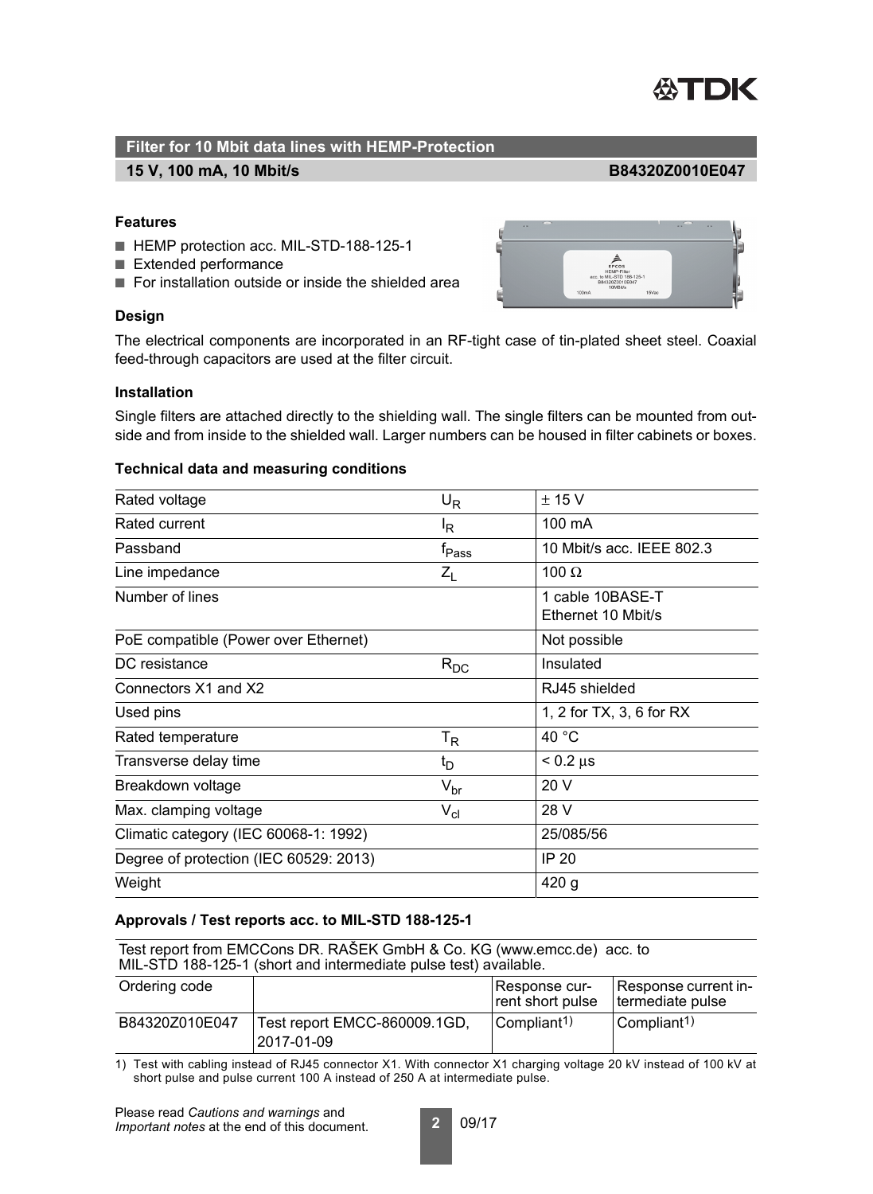## Filter for 10 Mbit data lines with HEMP-Protection

**15 V, 100 mA, 10 Mbit/s** **B84320Z0010E047**

### Features

- HEMP protection acc. MIL-STD-188-125-1
- Extended performance
- For installation outside or inside the shielded area

### Design

The electrical components are incorporated in an RF-tight case of tin-plated sheet steel. Coaxial feed-through capacitors are used at the filter circuit.

### Installation

Single filters are attached directly to the shielding wall. The single filters can be mounted from outside and from inside to the shielded wall. Larger numbers can be housed in filter cabinets or boxes.

### Technical data and measuring conditions

| | | |
|---|---|---|
| Rated voltage | $U_R$ | ± 15 V |
| Rated current | $I_R$ | 100 mA |
| Passband | $f_{Pass}$ | 10 Mbit/s acc. IEEE 802.3 |
| Line impedance | $Z_L$ | 100 Ω |
| Number of lines | | 1 cable 10BASE-T Ethernet 10 Mbit/s |
| PoE compatible (Power over Ethernet) | | Not possible |
| DC resistance | $R_{DC}$ | Insulated |
| Connectors X1 and X2 | | RJ45 shielded |
| Used pins | | 1, 2 for TX, 3, 6 for RX |
| Rated temperature | $T_R$ | 40 °C |
| Transverse delay time | $t_D$ | < 0.2 µs |
| Breakdown voltage | $V_{br}$ | 20 V |
| Max. clamping voltage | $V_{cl}$ | 28 V |
| Climatic category (IEC 60068-1: 1992) | | 25/085/56 |
| Degree of protection (IEC 60529: 2013) | | IP 20 |
| Weight | | 420 g |

### Approvals / Test reports acc. to MIL-STD 188-125-1

Test report from EMCCons DR. RAŠEK GmbH & Co. KG (www.emcc.de) acc. to MIL-STD 188-125-1 (short and intermediate pulse test) available.

| Ordering code | | Response current short pulse | Response current intermediate pulse |
|---|---|---|---|
| B84320Z010E047 | Test report EMCC-860009.1GD, 2017-01-09 | Compliant[1] | Compliant[1] |

1) Test with cabling instead of RJ45 connector X1. With connector X1 charging voltage 20 kV instead of 100 kV at short pulse and pulse current 100 A instead of 250 A at intermediate pulse.

Please read *Cautions and warnings* and *Important notes* at the end of this document.

09/17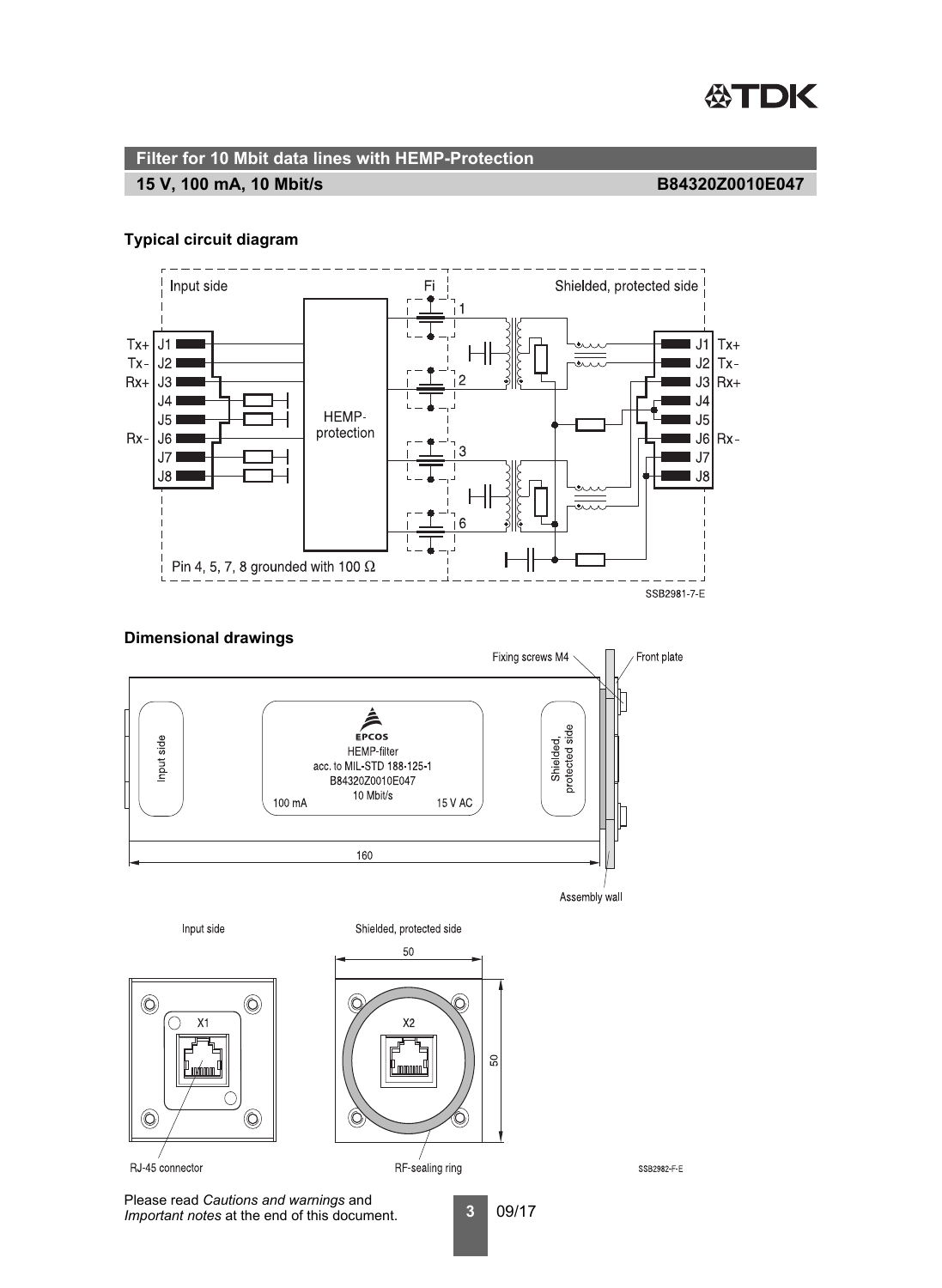## Filter for 10 Mbit data lines with HEMP-Protection

**15 V, 100 mA, 10 Mbit/s** **B84320Z0010E047**

### Typical circuit diagram

Input side | Fi | Shielded, protected side

Tx+ J1, Tx- J2, Rx+ J3, J4, J5, Rx- J6, J7, J8

HEMP-protection

Pin 4, 5, 7, 8 grounded with 100 Ω

SSB2981-7-E

### Dimensional drawings

Fixing screws M4 | Front plate

EPCOS
HEMP-filter
acc. to MIL-STD 188-125-1
B84320Z0010E047
10 Mbit/s
100 mA 15 V AC

Input side | Shielded, protected side

160

Assembly wall

Input side: X1 — RJ-45 connector

Shielded, protected side: X2 — RF-sealing ring — 50 × 50

SSB2982-F-E

Please read *Cautions and warnings* and *Important notes* at the end of this document.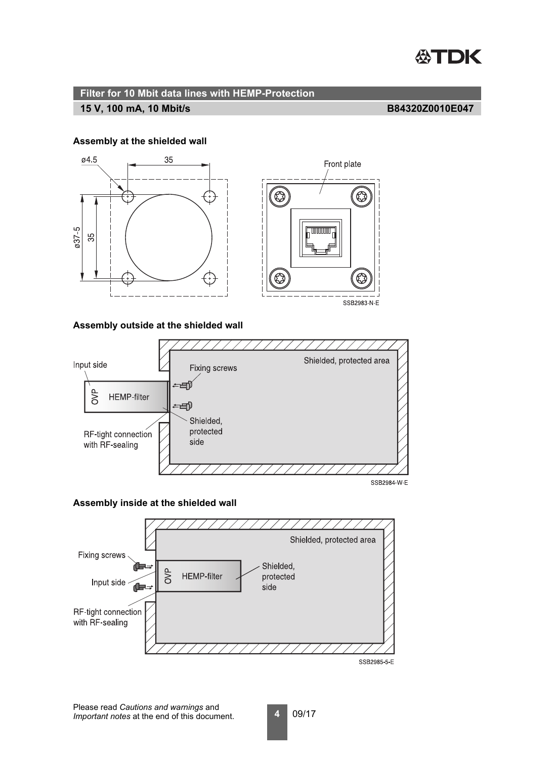## Filter for 10 Mbit data lines with HEMP-Protection

**15 V, 100 mA, 10 Mbit/s** **B84320Z0010E047**

### Assembly at the shielded wall

ø4.5

35

ø37-5

35

Front plate

SSB2983-N-E

### Assembly outside at the shielded wall

Input side

OVP HEMP-filter

Fixing screws

Shielded, protected area

Shielded, protected side

RF-tight connection with RF-sealing

SSB2984-W-E

### Assembly inside at the shielded wall

Fixing screws

Input side

OVP HEMP-filter

Shielded, protected side

Shielded, protected area

RF-tight connection with RF-sealing

SSB2985-5-E

Please read *Cautions and warnings* and *Important notes* at the end of this document.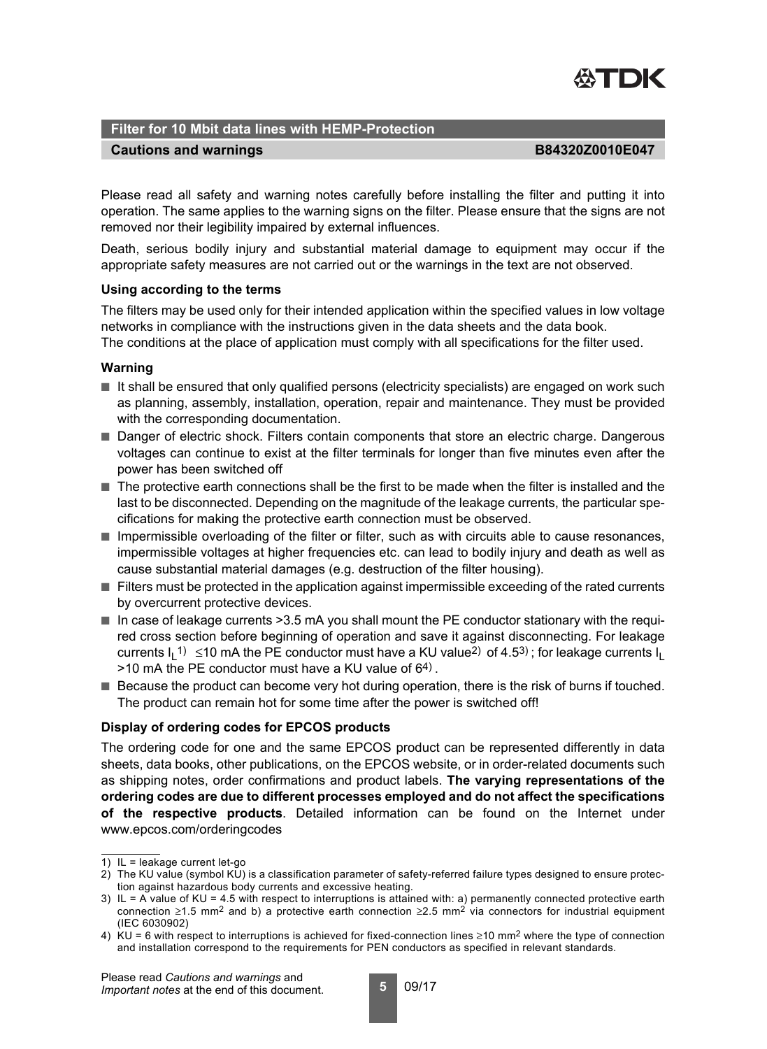## Filter for 10 Mbit data lines with HEMP-Protection

**Cautions and warnings** **B84320Z0010E047**

Please read all safety and warning notes carefully before installing the filter and putting it into operation. The same applies to the warning signs on the filter. Please ensure that the signs are not removed nor their legibility impaired by external influences.

Death, serious bodily injury and substantial material damage to equipment may occur if the appropriate safety measures are not carried out or the warnings in the text are not observed.

### Using according to the terms

The filters may be used only for their intended application within the specified values in low voltage networks in compliance with the instructions given in the data sheets and the data book.
The conditions at the place of application must comply with all specifications for the filter used.

### Warning

- It shall be ensured that only qualified persons (electricity specialists) are engaged on work such as planning, assembly, installation, operation, repair and maintenance. They must be provided with the corresponding documentation.
- Danger of electric shock. Filters contain components that store an electric charge. Dangerous voltages can continue to exist at the filter terminals for longer than five minutes even after the power has been switched off
- The protective earth connections shall be the first to be made when the filter is installed and the last to be disconnected. Depending on the magnitude of the leakage currents, the particular specifications for making the protective earth connection must be observed.
- Impermissible overloading of the filter or filter, such as with circuits able to cause resonances, impermissible voltages at higher frequencies etc. can lead to bodily injury and death as well as cause substantial material damages (e.g. destruction of the filter housing).
- Filters must be protected in the application against impermissible exceeding of the rated currents by overcurrent protective devices.
- In case of leakage currents >3.5 mA you shall mount the PE conductor stationary with the required cross section before beginning of operation and save it against disconnecting. For leakage currents $I_L$[1] ≤10 mA the PE conductor must have a KU value[2] of 4.5[3]; for leakage currents $I_L$ >10 mA the PE conductor must have a KU value of 6[4].
- Because the product can become very hot during operation, there is the risk of burns if touched. The product can remain hot for some time after the power is switched off!

### Display of ordering codes for EPCOS products

The ordering code for one and the same EPCOS product can be represented differently in data sheets, data books, other publications, on the EPCOS website, or in order-related documents such as shipping notes, order confirmations and product labels. **The varying representations of the ordering codes are due to different processes employed and do not affect the specifications of the respective products**. Detailed information can be found on the Internet under www.epcos.com/orderingcodes

1) IL = leakage current let-go
2) The KU value (symbol KU) is a classification parameter of safety-referred failure types designed to ensure protection against hazardous body currents and excessive heating.
3) IL = A value of KU = 4.5 with respect to interruptions is attained with: a) permanently connected protective earth connection ≥1.5 $mm^2$ and b) a protective earth connection ≥2.5 $mm^2$ via connectors for industrial equipment (IEC 6030902)
4) KU = 6 with respect to interruptions is achieved for fixed-connection lines ≥10 $mm^2$ where the type of connection and installation correspond to the requirements for PEN conductors as specified in relevant standards.

Please read *Cautions and warnings* and *Important notes* at the end of this document.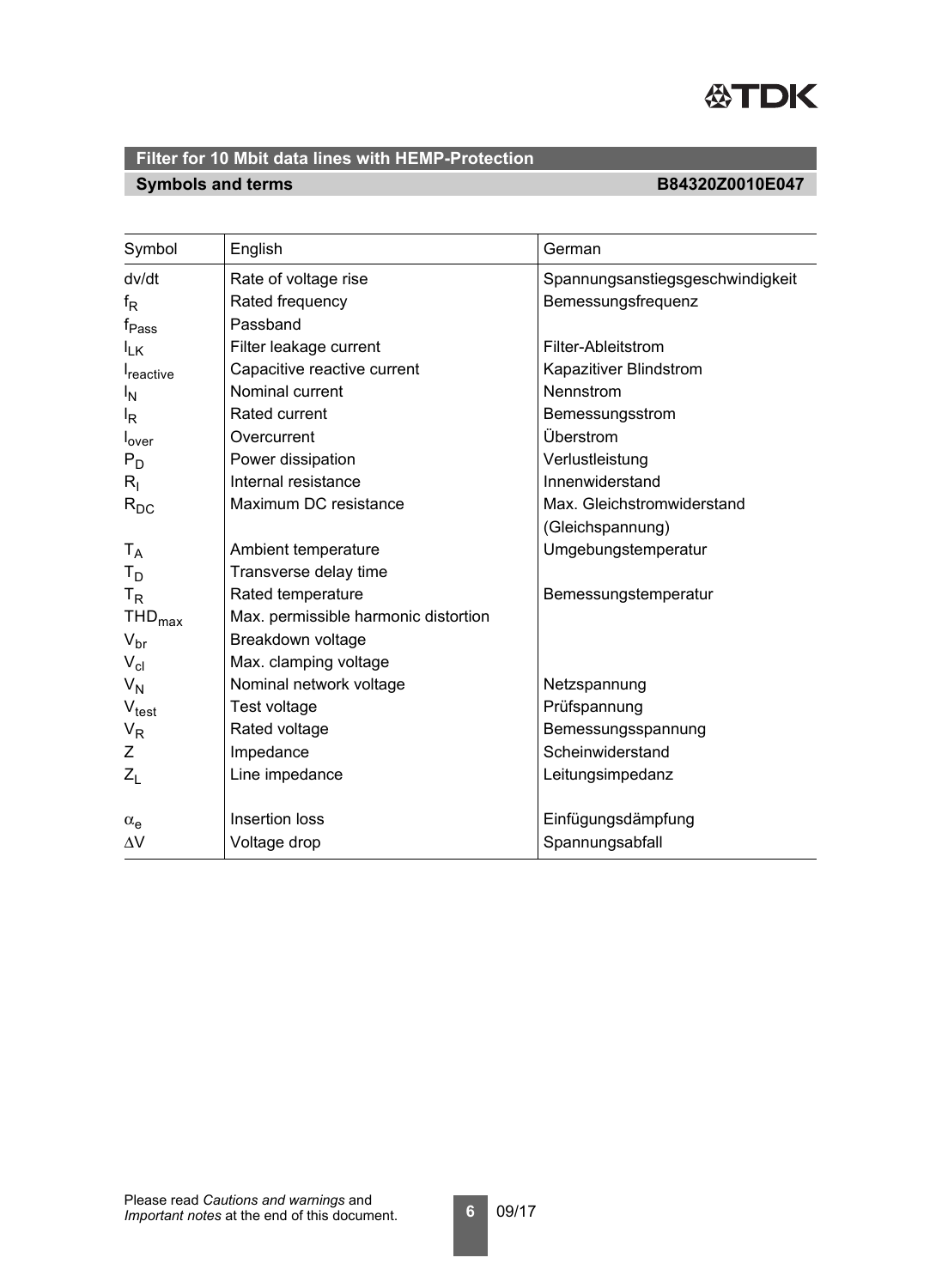## Filter for 10 Mbit data lines with HEMP-Protection

**Symbols and terms** **B84320Z0010E047**

| Symbol | English | German |
|---|---|---|
| dv/dt | Rate of voltage rise | Spannungsanstiegsgeschwindigkeit |
| $f_R$ | Rated frequency | Bemessungsfrequenz |
| $f_{Pass}$ | Passband | |
| $I_{LK}$ | Filter leakage current | Filter-Ableitstrom |
| $I_{reactive}$ | Capacitive reactive current | Kapazitiver Blindstrom |
| $I_N$ | Nominal current | Nennstrom |
| $I_R$ | Rated current | Bemessungsstrom |
| $I_{over}$ | Overcurrent | Überstrom |
| $P_D$ | Power dissipation | Verlustleistung |
| $R_I$ | Internal resistance | Innenwiderstand |
| $R_{DC}$ | Maximum DC resistance | Max. Gleichstromwiderstand (Gleichspannung) |
| $T_A$ | Ambient temperature | Umgebungstemperatur |
| $T_D$ | Transverse delay time | |
| $T_R$ | Rated temperature | Bemessungstemperatur |
| $THD_{max}$ | Max. permissible harmonic distortion | |
| $V_{br}$ | Breakdown voltage | |
| $V_{cl}$ | Max. clamping voltage | |
| $V_N$ | Nominal network voltage | Netzspannung |
| $V_{test}$ | Test voltage | Prüfspannung |
| $V_R$ | Rated voltage | Bemessungsspannung |
| Z | Impedance | Scheinwiderstand |
| $Z_L$ | Line impedance | Leitungsimpedanz |
| $\alpha_e$ | Insertion loss | Einfügungsdämpfung |
| $\Delta V$ | Voltage drop | Spannungsabfall |

Please read *Cautions and warnings* and *Important notes* at the end of this document.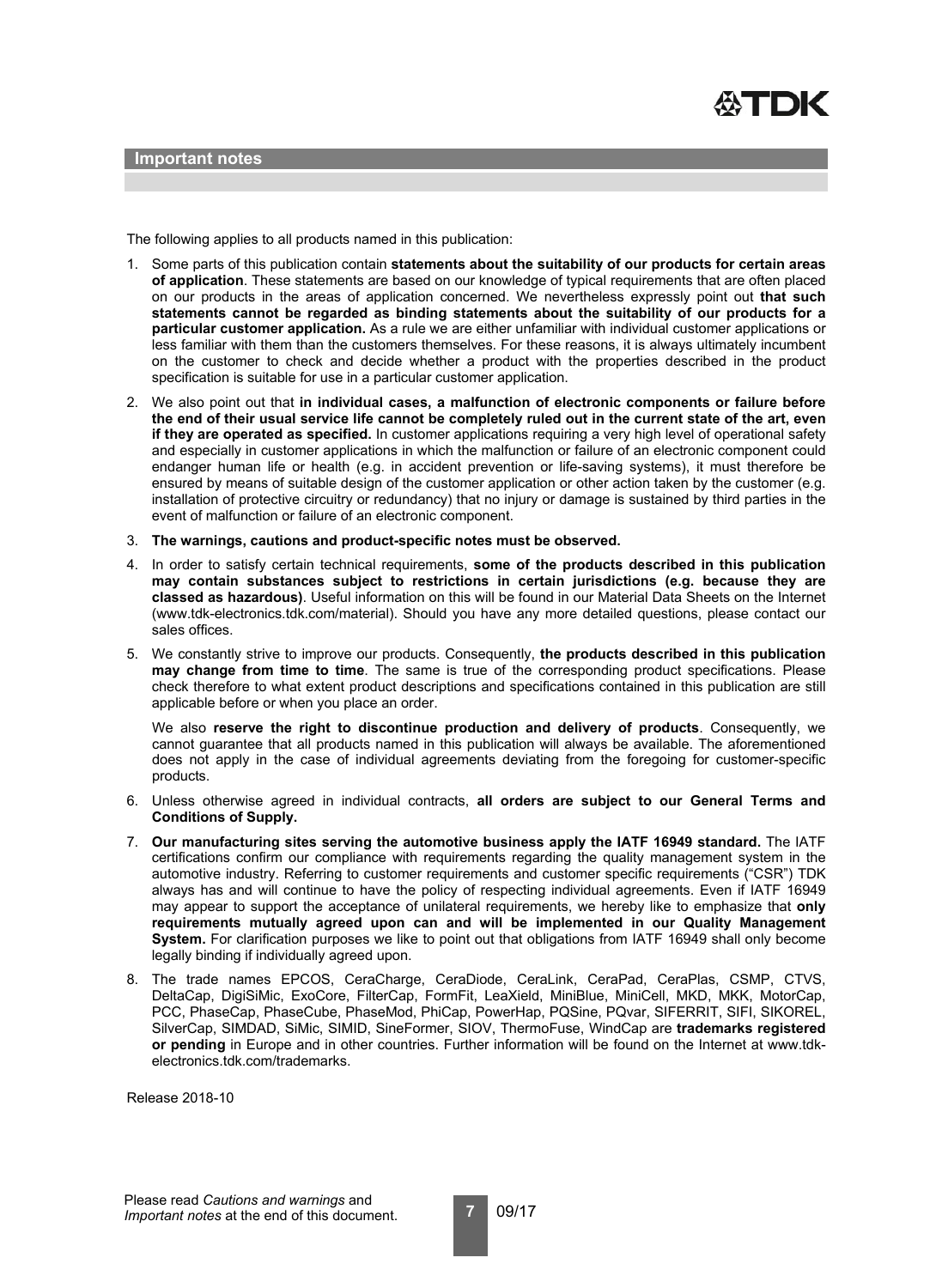## Important notes

The following applies to all products named in this publication:

1. Some parts of this publication contain **statements about the suitability of our products for certain areas of application**. These statements are based on our knowledge of typical requirements that are often placed on our products in the areas of application concerned. We nevertheless expressly point out **that such statements cannot be regarded as binding statements about the suitability of our products for a particular customer application.** As a rule we are either unfamiliar with individual customer applications or less familiar with them than the customers themselves. For these reasons, it is always ultimately incumbent on the customer to check and decide whether a product with the properties described in the product specification is suitable for use in a particular customer application.
2. We also point out that **in individual cases, a malfunction of electronic components or failure before the end of their usual service life cannot be completely ruled out in the current state of the art, even if they are operated as specified.** In customer applications requiring a very high level of operational safety and especially in customer applications in which the malfunction or failure of an electronic component could endanger human life or health (e.g. in accident prevention or life-saving systems), it must therefore be ensured by means of suitable design of the customer application or other action taken by the customer (e.g. installation of protective circuitry or redundancy) that no injury or damage is sustained by third parties in the event of malfunction or failure of an electronic component.
3. **The warnings, cautions and product-specific notes must be observed.**
4. In order to satisfy certain technical requirements, **some of the products described in this publication may contain substances subject to restrictions in certain jurisdictions (e.g. because they are classed as hazardous)**. Useful information on this will be found in our Material Data Sheets on the Internet (www.tdk-electronics.tdk.com/material). Should you have any more detailed questions, please contact our sales offices.
5. We constantly strive to improve our products. Consequently, **the products described in this publication may change from time to time**. The same is true of the corresponding product specifications. Please check therefore to what extent product descriptions and specifications contained in this publication are still applicable before or when you place an order.

   We also **reserve the right to discontinue production and delivery of products**. Consequently, we cannot guarantee that all products named in this publication will always be available. The aforementioned does not apply in the case of individual agreements deviating from the foregoing for customer-specific products.
6. Unless otherwise agreed in individual contracts, **all orders are subject to our General Terms and Conditions of Supply.**
7. **Our manufacturing sites serving the automotive business apply the IATF 16949 standard.** The IATF certifications confirm our compliance with requirements regarding the quality management system in the automotive industry. Referring to customer requirements and customer specific requirements ("CSR") TDK always has and will continue to have the policy of respecting individual agreements. Even if IATF 16949 may appear to support the acceptance of unilateral requirements, we hereby like to emphasize that **only requirements mutually agreed upon can and will be implemented in our Quality Management System.** For clarification purposes we like to point out that obligations from IATF 16949 shall only become legally binding if individually agreed upon.
8. The trade names EPCOS, CeraCharge, CeraDiode, CeraLink, CeraPad, CeraPlas, CSMP, CTVS, DeltaCap, DigiSiMic, ExoCore, FilterCap, FormFit, LeaXield, MiniBlue, MiniCell, MKD, MKK, MotorCap, PCC, PhaseCap, PhaseCube, PhaseMod, PhiCap, PowerHap, PQSine, PQvar, SIFERRIT, SIFI, SIKOREL, SilverCap, SIMDAD, SiMic, SIMID, SineFormer, SIOV, ThermoFuse, WindCap are **trademarks registered or pending** in Europe and in other countries. Further information will be found on the Internet at www.tdk-electronics.tdk.com/trademarks.

Release 2018-10